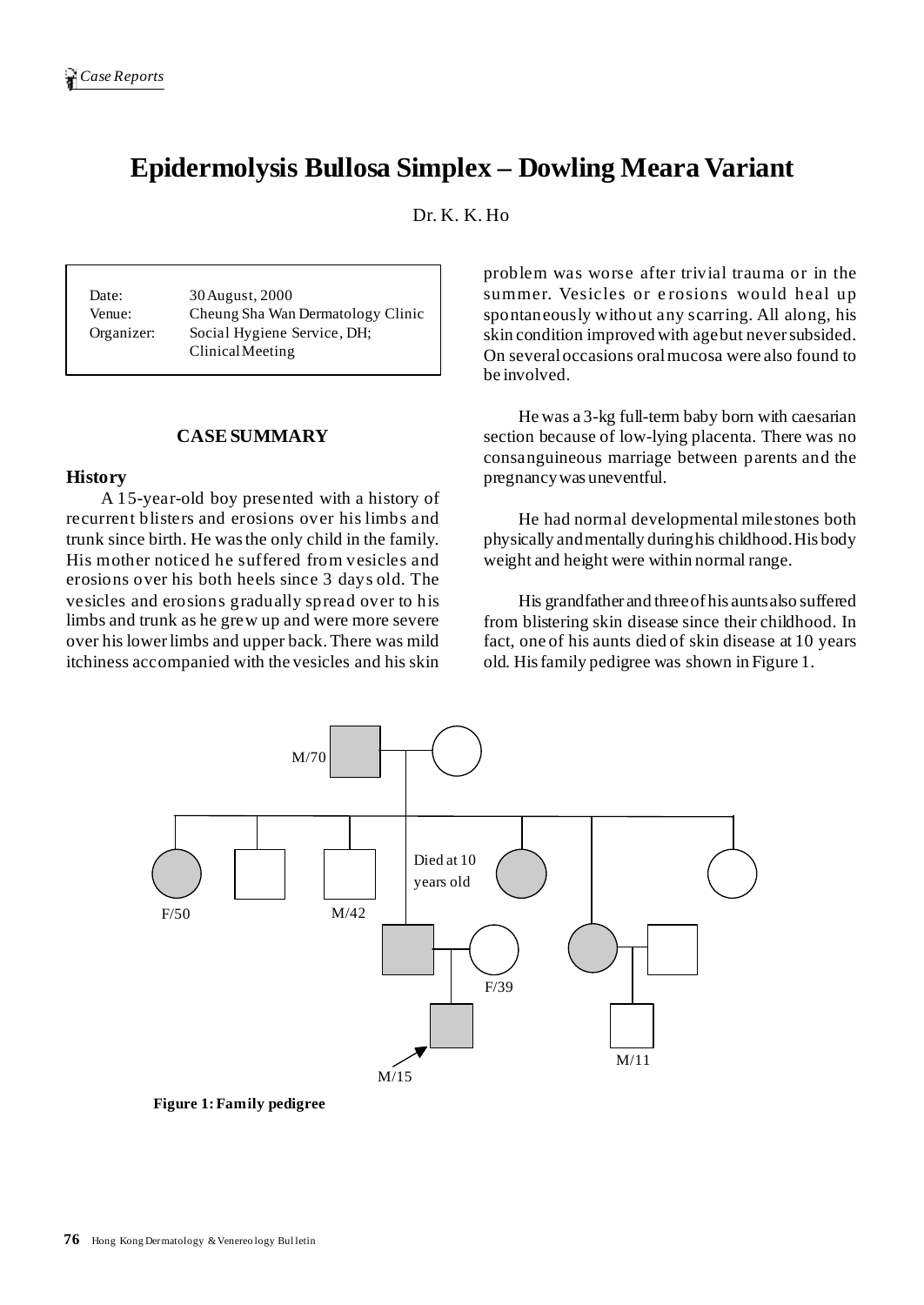# Epidermolysis Bullosa Simplex – Dowling Meara Variant

Dr. K. K. Ho

| | |
|---|---|
| Date: | 30 August, 2000 |
| Venue: | Cheung Sha Wan Dermatology Clinic |
| Organizer: | Social Hygiene Service, DH; Clinical Meeting |

## CASE SUMMARY

### History

A 15-year-old boy presented with a history of recurrent blisters and erosions over his limbs and trunk since birth. He was the only child in the family. His mother noticed he suffered from vesicles and erosions over his both heels since 3 days old. The vesicles and erosions gradually spread over to his limbs and trunk as he grew up and were more severe over his lower limbs and upper back. There was mild itchiness accompanied with the vesicles and his skin problem was worse after trivial trauma or in the summer. Vesicles or erosions would heal up spontaneously without any scarring. All along, his skin condition improved with age but never subsided. On several occasions oral mucosa were also found to be involved.

He was a 3-kg full-term baby born with caesarian section because of low-lying placenta. There was no consanguineous marriage between parents and the pregnancy was uneventful.

He had normal developmental milestones both physically and mentally during his childhood. His body weight and height were within normal range.

His grandfather and three of his aunts also suffered from blistering skin disease since their childhood. In fact, one of his aunts died of skin disease at 10 years old. His family pedigree was shown in Figure 1.

M/70

F/50 M/42 Died at 10 years old

F/39

M/15 M/11

**Figure 1: Family pedigree**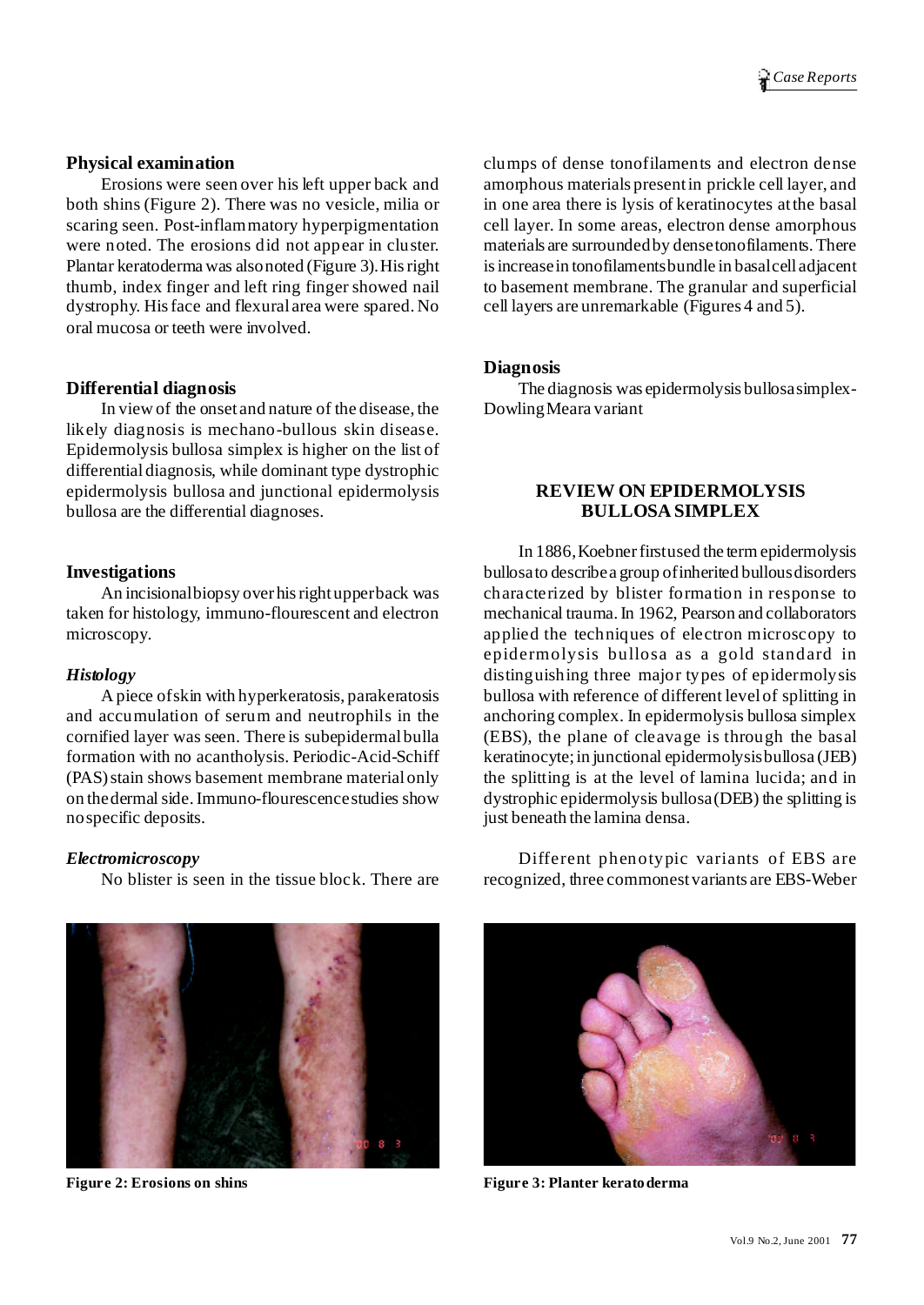## Physical examination

Erosions were seen over his left upper back and both shins (Figure 2). There was no vesicle, milia or scaring seen. Post-inflammatory hyperpigmentation were noted. The erosions did not appear in cluster. Plantar keratoderma was also noted (Figure 3). His right thumb, index finger and left ring finger showed nail dystrophy. His face and flexural area were spared. No oral mucosa or teeth were involved.

## Differential diagnosis

In view of the onset and nature of the disease, the likely diagnosis is mechano-bullous skin disease. Epidermolysis bullosa simplex is higher on the list of differential diagnosis, while dominant type dystrophic epidermolysis bullosa and junctional epidermolysis bullosa are the differential diagnoses.

## Investigations

An incisional biopsy over his right upper back was taken for histology, immuno-flourescent and electron microscopy.

### *Histology*

A piece of skin with hyperkeratosis, parakeratosis and accumulation of serum and neutrophils in the cornified layer was seen. There is subepidermal bulla formation with no acantholysis. Periodic-Acid-Schiff (PAS) stain shows basement membrane material only on the dermal side. Immuno-flourescence studies show no specific deposits.

### *Electromicroscopy*

No blister is seen in the tissue block. There are clumps of dense tonofilaments and electron dense amorphous materials present in prickle cell layer, and in one area there is lysis of keratinocytes at the basal cell layer. In some areas, electron dense amorphous materials are surrounded by dense tonofilaments. There is increase in tonofilaments bundle in basal cell adjacent to basement membrane. The granular and superficial cell layers are unremarkable (Figures 4 and 5).

## Diagnosis

The diagnosis was epidermolysis bullosa simplex-Dowling Meara variant

## REVIEW ON EPIDERMOLYSIS BULLOSA SIMPLEX

In 1886, Koebner first used the term epidermolysis bullosa to describe a group of inherited bullous disorders characterized by blister formation in response to mechanical trauma. In 1962, Pearson and collaborators applied the techniques of electron microscopy to epidermolysis bullosa as a gold standard in distinguishing three major types of epidermolysis bullosa with reference of different level of splitting in anchoring complex. In epidermolysis bullosa simplex (EBS), the plane of cleavage is through the basal keratinocyte; in junctional epidermolysis bullosa (JEB) the splitting is at the level of lamina lucida; and in dystrophic epidermolysis bullosa (DEB) the splitting is just beneath the lamina densa.

Different phenotypic variants of EBS are recognized, three commonest variants are EBS-Weber

**Figure 2: Erosions on shins**

**Figure 3: Planter keratoderma**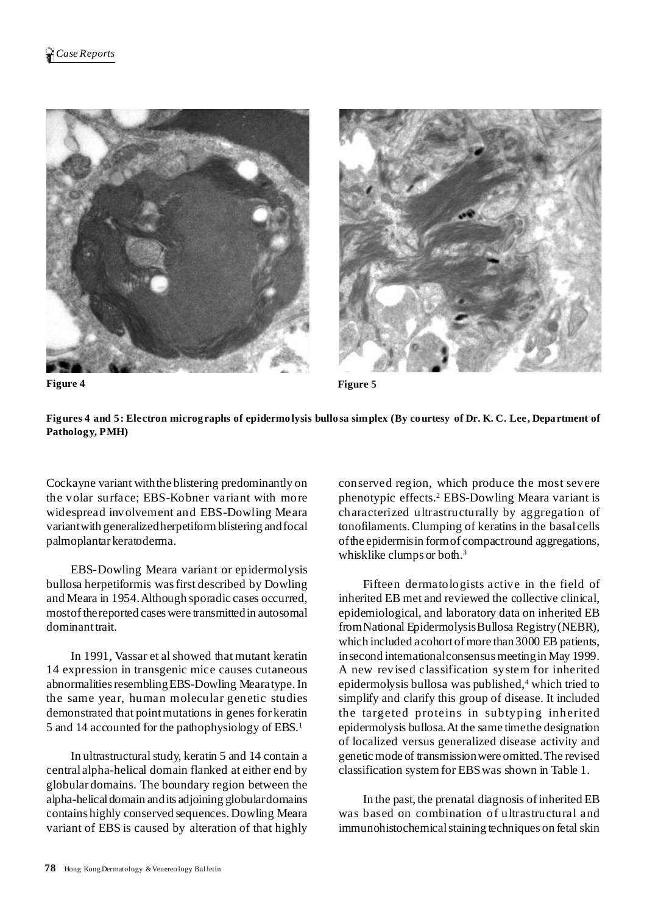Figure 4

Figure 5

**Figures 4 and 5: Electron micrographs of epidermolysis bullosa simplex (By courtesy of Dr. K. C. Lee, Department of Pathology, PMH)**

Cockayne variant with the blistering predominantly on the volar surface; EBS-Kobner variant with more widespread involvement and EBS-Dowling Meara variant with generalized herpetiform blistering and focal palmoplantar keratoderma.

EBS-Dowling Meara variant or epidermolysis bullosa herpetiformis was first described by Dowling and Meara in 1954. Although sporadic cases occurred, most of the reported cases were transmitted in autosomal dominant trait.

In 1991, Vassar et al showed that mutant keratin 14 expression in transgenic mice causes cutaneous abnormalities resembling EBS-Dowling Meara type. In the same year, human molecular genetic studies demonstrated that point mutations in genes for keratin 5 and 14 accounted for the pathophysiology of EBS.[1]

In ultrastructural study, keratin 5 and 14 contain a central alpha-helical domain flanked at either end by globular domains. The boundary region between the alpha-helical domain and its adjoining globular domains contains highly conserved sequences. Dowling Meara variant of EBS is caused by alteration of that highly conserved region, which produce the most severe phenotypic effects.[2] EBS-Dowling Meara variant is characterized ultrastructurally by aggregation of tonofilaments. Clumping of keratins in the basal cells of the epidermis in form of compact round aggregations, whisklike clumps or both.[3]

Fifteen dermatologists active in the field of inherited EB met and reviewed the collective clinical, epidemiological, and laboratory data on inherited EB from National Epidermolysis Bullosa Registry (NEBR), which included a cohort of more than 3000 EB patients, in second international consensus meeting in May 1999. A new revised classification system for inherited epidermolysis bullosa was published,[4] which tried to simplify and clarify this group of disease. It included the targeted proteins in subtyping inherited epidermolysis bullosa. At the same time the designation of localized versus generalized disease activity and genetic mode of transmission were omitted. The revised classification system for EBS was shown in Table 1.

In the past, the prenatal diagnosis of inherited EB was based on combination of ultrastructural and immunohistochemical staining techniques on fetal skin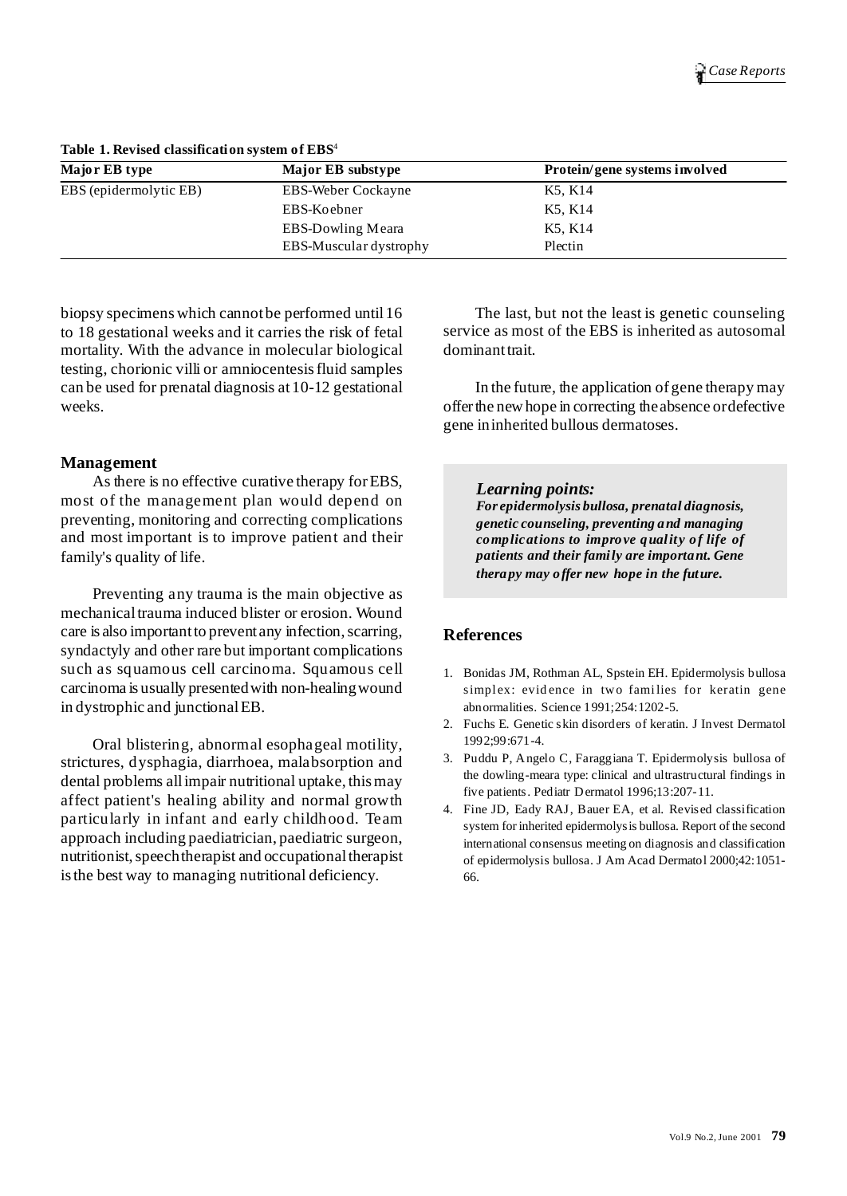**Table 1. Revised classification system of EBS**[4]

| Major EB type | Major EB substype | Protein/gene systems involved |
| --- | --- | --- |
| EBS (epidermolytic EB) | EBS-Weber Cockayne | K5, K14 |
| | EBS-Koebner | K5, K14 |
| | EBS-Dowling Meara | K5, K14 |
| | EBS-Muscular dystrophy | Plectin |

biopsy specimens which cannot be performed until 16 to 18 gestational weeks and it carries the risk of fetal mortality. With the advance in molecular biological testing, chorionic villi or amniocentesis fluid samples can be used for prenatal diagnosis at 10-12 gestational weeks.

## Management

As there is no effective curative therapy for EBS, most of the management plan would depend on preventing, monitoring and correcting complications and most important is to improve patient and their family's quality of life.

Preventing any trauma is the main objective as mechanical trauma induced blister or erosion. Wound care is also important to prevent any infection, scarring, syndactyly and other rare but important complications such as squamous cell carcinoma. Squamous cell carcinoma is usually presented with non-healing wound in dystrophic and junctional EB.

Oral blistering, abnormal esophageal motility, strictures, dysphagia, diarrhoea, malabsorption and dental problems all impair nutritional uptake, this may affect patient's healing ability and normal growth particularly in infant and early childhood. Team approach including paediatrician, paediatric surgeon, nutritionist, speech therapist and occupational therapist is the best way to managing nutritional deficiency.

The last, but not the least is genetic counseling service as most of the EBS is inherited as autosomal dominant trait.

In the future, the application of gene therapy may offer the new hope in correcting the absence or defective gene in inherited bullous dermatoses.

> ***Learning points:***
> ***For epidermolysis bullosa, prenatal diagnosis, genetic counseling, preventing and managing complications to improve quality of life of patients and their family are important. Gene therapy may offer new hope in the future.***

## References

1. Bonidas JM, Rothman AL, Spstein EH. Epidermolysis bullosa simplex: evidence in two families for keratin gene abnormalities. Science 1991;254:1202-5.
2. Fuchs E. Genetic skin disorders of keratin. J Invest Dermatol 1992;99:671-4.
3. Puddu P, Angelo C, Faraggiana T. Epidermolysis bullosa of the dowling-meara type: clinical and ultrastructural findings in five patients. Pediatr Dermatol 1996;13:207-11.
4. Fine JD, Eady RAJ, Bauer EA, et al. Revised classification system for inherited epidermolysis bullosa. Report of the second international consensus meeting on diagnosis and classification of epidermolysis bullosa. J Am Acad Dermatol 2000;42:1051-66.